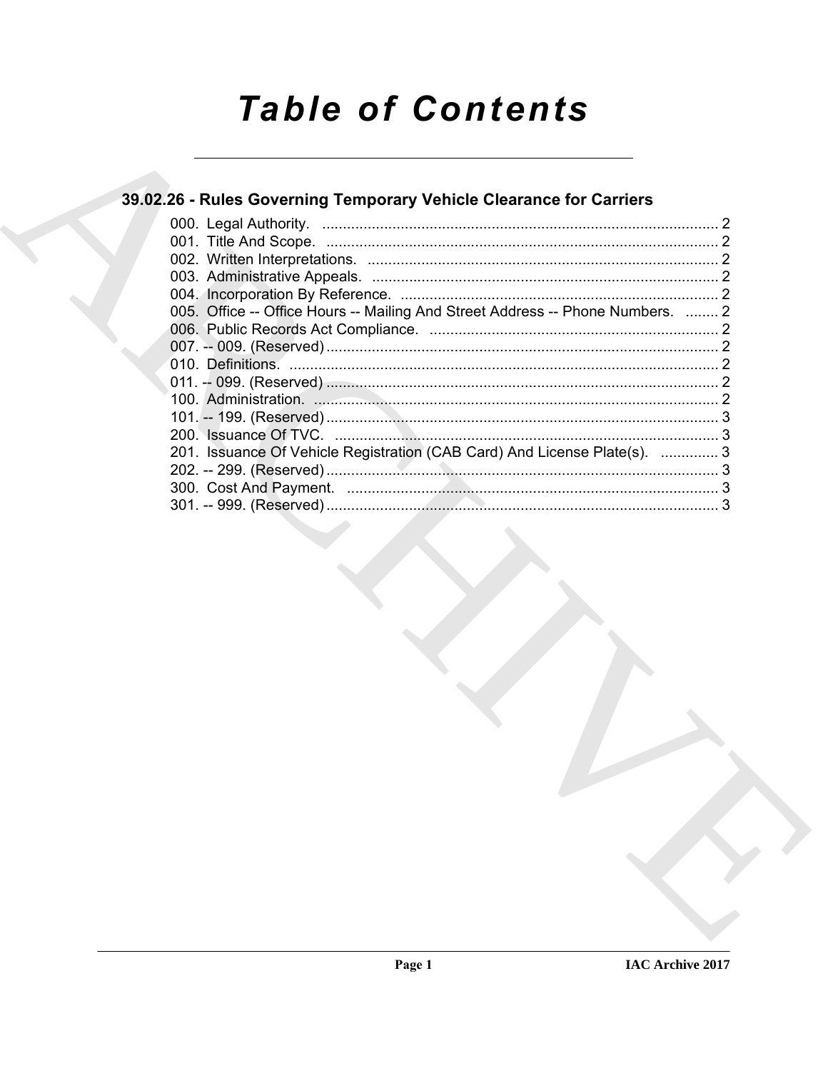# Table of Contents

## 39.02.26 - Rules Governing Temporary Vehicle Clearance for Carriers

000. Legal Authority. ..... 2
001. Title And Scope. ..... 2
002. Written Interpretations. ..... 2
003. Administrative Appeals. ..... 2
004. Incorporation By Reference. ..... 2
005. Office -- Office Hours -- Mailing And Street Address -- Phone Numbers. ..... 2
006. Public Records Act Compliance. ..... 2
007. -- 009. (Reserved) ..... 2
010. Definitions. ..... 2
011. -- 099. (Reserved) ..... 2
100. Administration. ..... 2
101. -- 199. (Reserved) ..... 3
200. Issuance Of TVC. ..... 3
201. Issuance Of Vehicle Registration (CAB Card) And License Plate(s). ..... 3
202. -- 299. (Reserved) ..... 3
300. Cost And Payment. ..... 3
301. -- 999. (Reserved) ..... 3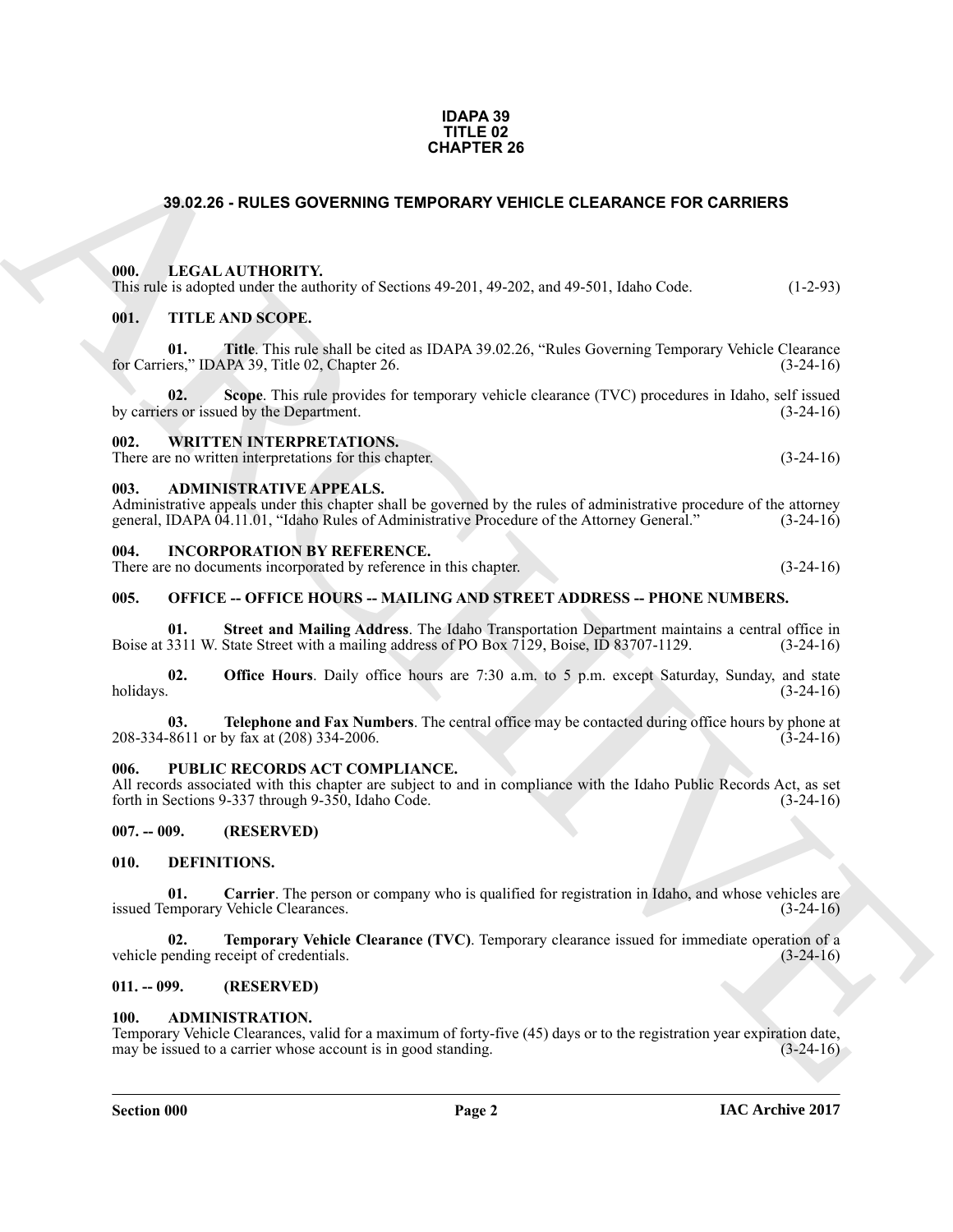**IDAPA 39**
**TITLE 02**
**CHAPTER 26**

## 39.02.26 - RULES GOVERNING TEMPORARY VEHICLE CLEARANCE FOR CARRIERS

### 000. LEGAL AUTHORITY.

This rule is adopted under the authority of Sections 49-201, 49-202, and 49-501, Idaho Code. (1-2-93)

### 001. TITLE AND SCOPE.

**01. Title**. This rule shall be cited as IDAPA 39.02.26, "Rules Governing Temporary Vehicle Clearance for Carriers," IDAPA 39, Title 02, Chapter 26. (3-24-16)

**02. Scope**. This rule provides for temporary vehicle clearance (TVC) procedures in Idaho, self issued by carriers or issued by the Department. (3-24-16)

### 002. WRITTEN INTERPRETATIONS.

There are no written interpretations for this chapter. (3-24-16)

### 003. ADMINISTRATIVE APPEALS.

Administrative appeals under this chapter shall be governed by the rules of administrative procedure of the attorney general, IDAPA 04.11.01, "Idaho Rules of Administrative Procedure of the Attorney General." (3-24-16)

### 004. INCORPORATION BY REFERENCE.

There are no documents incorporated by reference in this chapter. (3-24-16)

### 005. OFFICE -- OFFICE HOURS -- MAILING AND STREET ADDRESS -- PHONE NUMBERS.

**01. Street and Mailing Address**. The Idaho Transportation Department maintains a central office in Boise at 3311 W. State Street with a mailing address of PO Box 7129, Boise, ID 83707-1129. (3-24-16)

**02. Office Hours**. Daily office hours are 7:30 a.m. to 5 p.m. except Saturday, Sunday, and state holidays. (3-24-16)

**03. Telephone and Fax Numbers**. The central office may be contacted during office hours by phone at 208-334-8611 or by fax at (208) 334-2006. (3-24-16)

### 006. PUBLIC RECORDS ACT COMPLIANCE.

All records associated with this chapter are subject to and in compliance with the Idaho Public Records Act, as set forth in Sections 9-337 through 9-350, Idaho Code. (3-24-16)

### 007. -- 009. (RESERVED)

### 010. DEFINITIONS.

**01. Carrier**. The person or company who is qualified for registration in Idaho, and whose vehicles are issued Temporary Vehicle Clearances. (3-24-16)

**02. Temporary Vehicle Clearance (TVC)**. Temporary clearance issued for immediate operation of a vehicle pending receipt of credentials. (3-24-16)

### 011. -- 099. (RESERVED)

### 100. ADMINISTRATION.

Temporary Vehicle Clearances, valid for a maximum of forty-five (45) days or to the registration year expiration date, may be issued to a carrier whose account is in good standing. (3-24-16)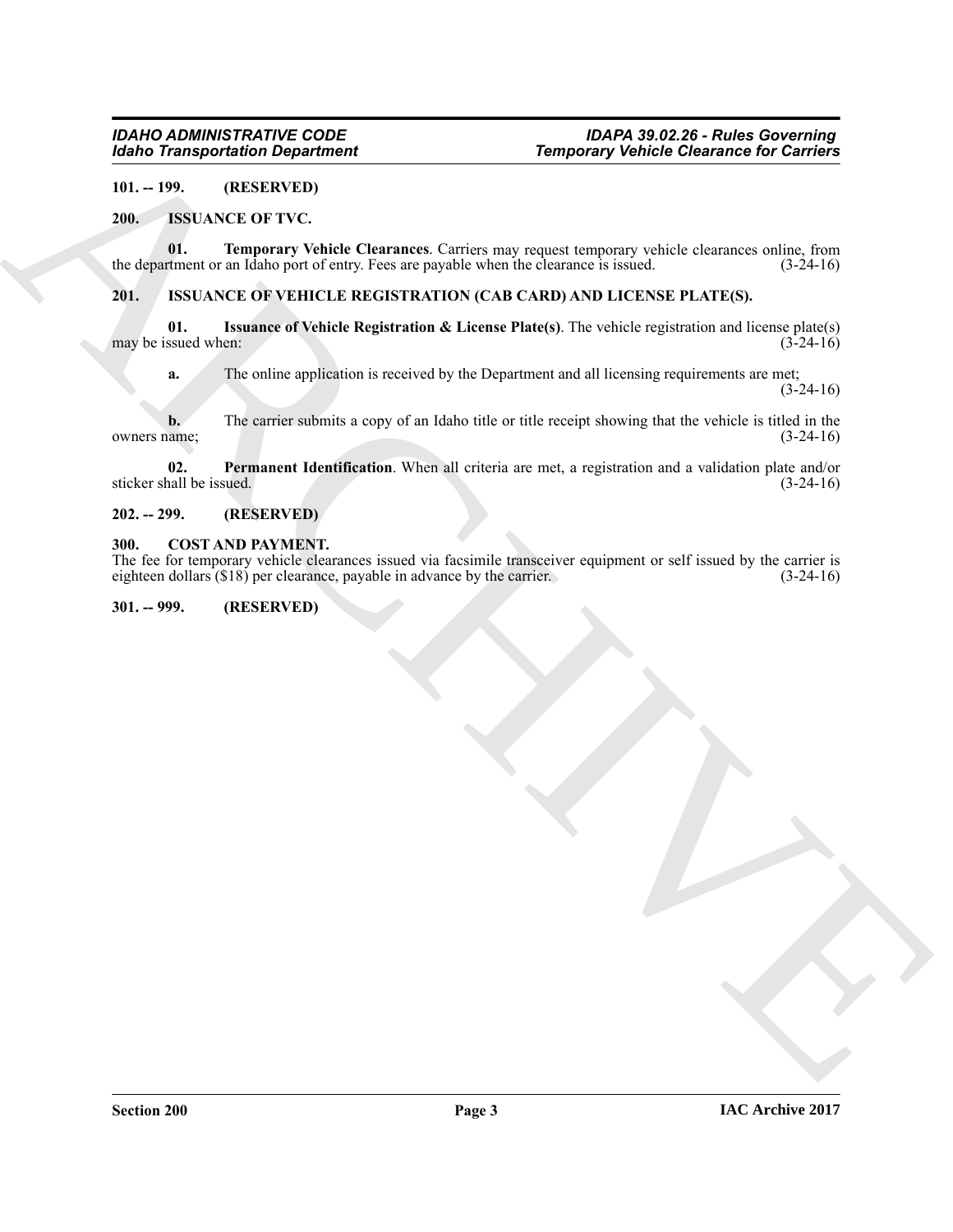**101. -- 199. (RESERVED)**

## 200. ISSUANCE OF TVC.

**01. Temporary Vehicle Clearances**. Carriers may request temporary vehicle clearances online, from the department or an Idaho port of entry. Fees are payable when the clearance is issued. (3-24-16)

## 201. ISSUANCE OF VEHICLE REGISTRATION (CAB CARD) AND LICENSE PLATE(S).

**01. Issuance of Vehicle Registration & License Plate(s)**. The vehicle registration and license plate(s) may be issued when: (3-24-16)

**a.** The online application is received by the Department and all licensing requirements are met; (3-24-16)

**b.** The carrier submits a copy of an Idaho title or title receipt showing that the vehicle is titled in the owners name; (3-24-16)

**02. Permanent Identification**. When all criteria are met, a registration and a validation plate and/or sticker shall be issued. (3-24-16)

**202. -- 299. (RESERVED)**

## 300. COST AND PAYMENT.

The fee for temporary vehicle clearances issued via facsimile transceiver equipment or self issued by the carrier is eighteen dollars ($18) per clearance, payable in advance by the carrier. (3-24-16)

**301. -- 999. (RESERVED)**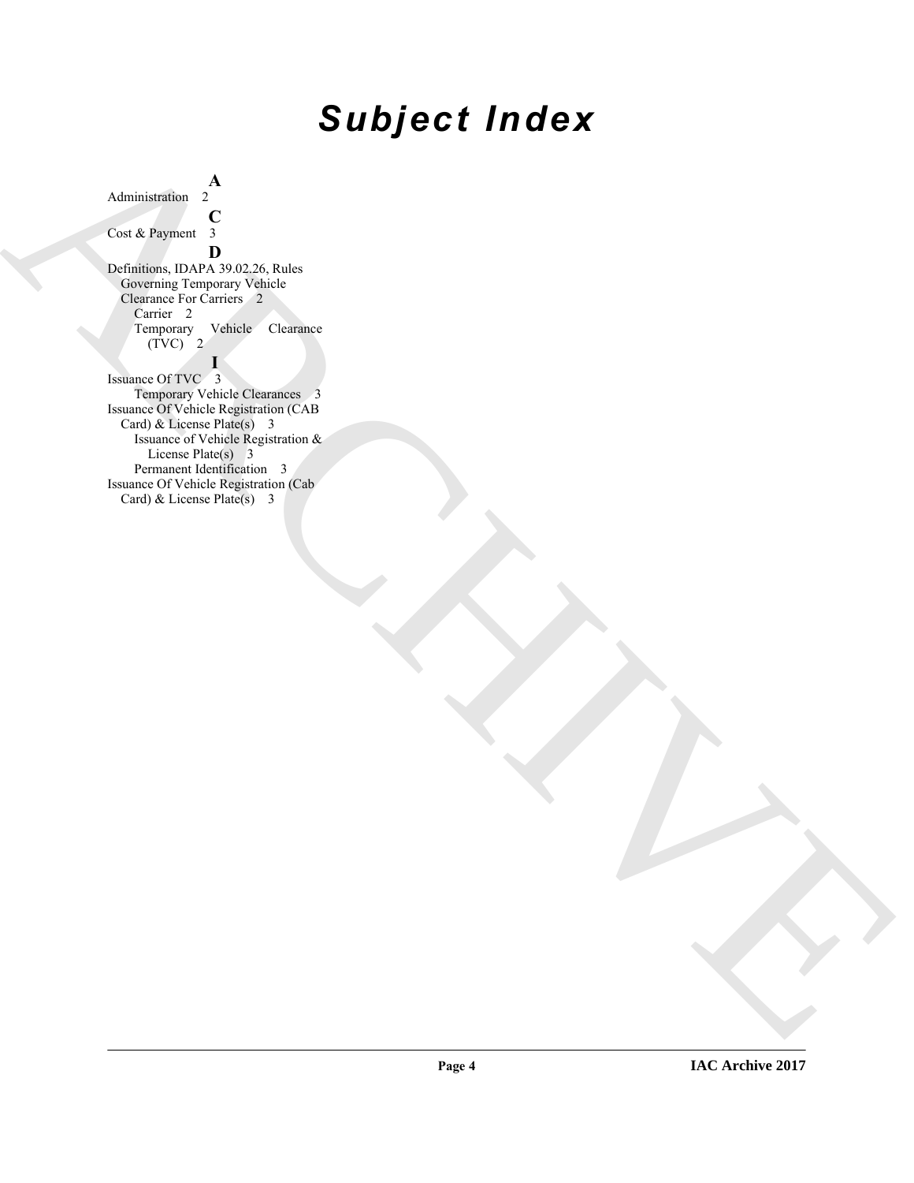# *Subject Index*

**A**

Administration 2

**C**

Cost & Payment 3

**D**

Definitions, IDAPA 39.02.26, Rules Governing Temporary Vehicle Clearance For Carriers 2
- Carrier 2
- Temporary Vehicle Clearance (TVC) 2

**I**

Issuance Of TVC 3
- Temporary Vehicle Clearances 3

Issuance Of Vehicle Registration (CAB Card) & License Plate(s) 3
- Issuance of Vehicle Registration & License Plate(s) 3
- Permanent Identification 3

Issuance Of Vehicle Registration (Cab Card) & License Plate(s) 3